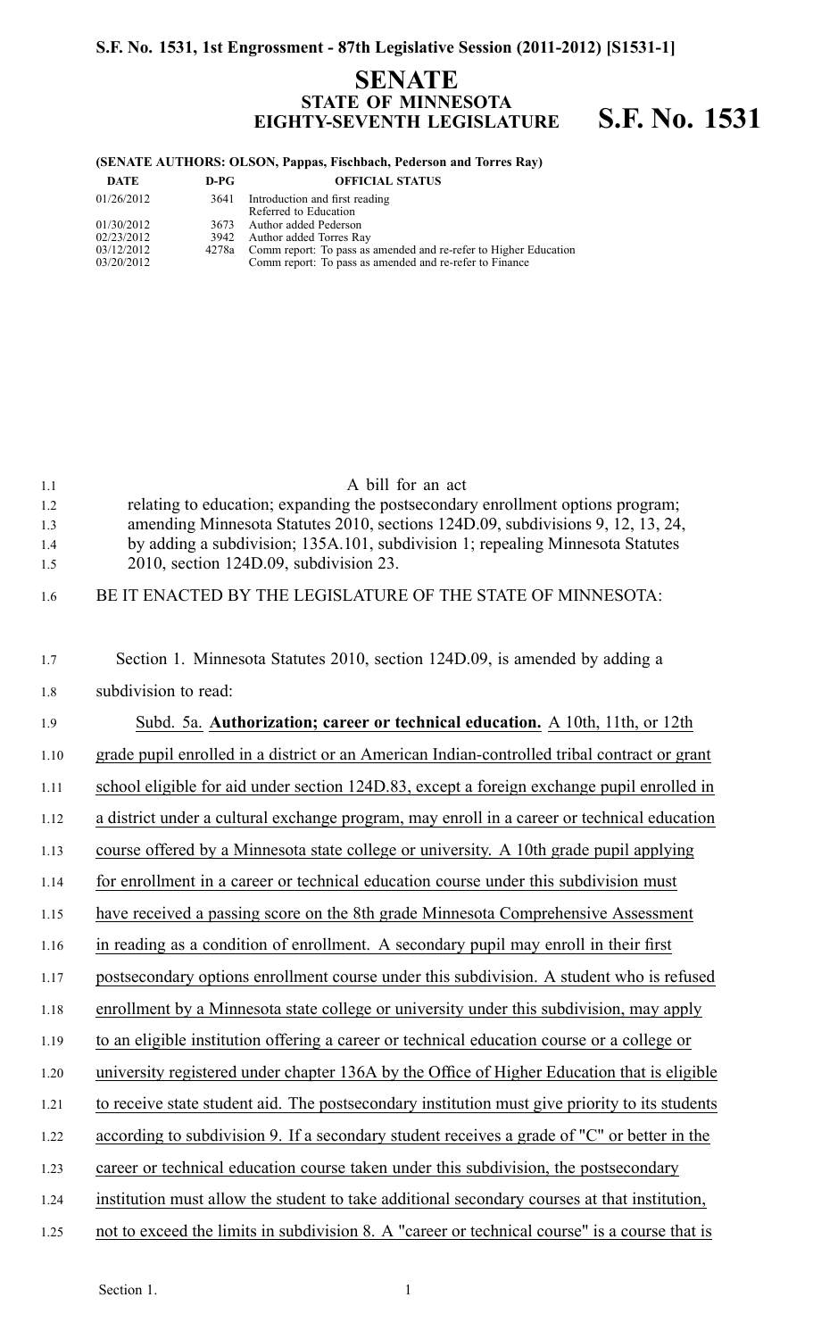**S.F. No. 1531, 1st Engrossment - 87th Legislative Session (2011-2012) [S1531-1]**

# SENATE
## STATE OF MINNESOTA
## EIGHTY-SEVENTH LEGISLATURE **S.F. No. 1531**

**(SENATE AUTHORS: OLSON, Pappas, Fischbach, Pederson and Torres Ray)**

| DATE | D-PG | OFFICIAL STATUS |
|---|---|---|
| 01/26/2012 | 3641 | Introduction and first reading<br>Referred to Education |
| 01/30/2012 | 3673 | Author added Pederson |
| 02/23/2012 | 3942 | Author added Torres Ray |
| 03/12/2012 | 4278a | Comm report: To pass as amended and re-refer to Higher Education |
| 03/20/2012 | | Comm report: To pass as amended and re-refer to Finance |

A bill for an act
relating to education; expanding the postsecondary enrollment options program; amending Minnesota Statutes 2010, sections 124D.09, subdivisions 9, 12, 13, 24, by adding a subdivision; 135A.101, subdivision 1; repealing Minnesota Statutes 2010, section 124D.09, subdivision 23.

BE IT ENACTED BY THE LEGISLATURE OF THE STATE OF MINNESOTA:

Section 1. Minnesota Statutes 2010, section 124D.09, is amended by adding a subdivision to read:

Subd. 5a. **Authorization; career or technical education.** A 10th, 11th, or 12th grade pupil enrolled in a district or an American Indian-controlled tribal contract or grant school eligible for aid under section 124D.83, except a foreign exchange pupil enrolled in a district under a cultural exchange program, may enroll in a career or technical education course offered by a Minnesota state college or university. A 10th grade pupil applying for enrollment in a career or technical education course under this subdivision must have received a passing score on the 8th grade Minnesota Comprehensive Assessment in reading as a condition of enrollment. A secondary pupil may enroll in their first postsecondary options enrollment course under this subdivision. A student who is refused enrollment by a Minnesota state college or university under this subdivision, may apply to an eligible institution offering a career or technical education course or a college or university registered under chapter 136A by the Office of Higher Education that is eligible to receive state student aid. The postsecondary institution must give priority to its students according to subdivision 9. If a secondary student receives a grade of "C" or better in the career or technical education course taken under this subdivision, the postsecondary institution must allow the student to take additional secondary courses at that institution, not to exceed the limits in subdivision 8. A "career or technical course" is a course that is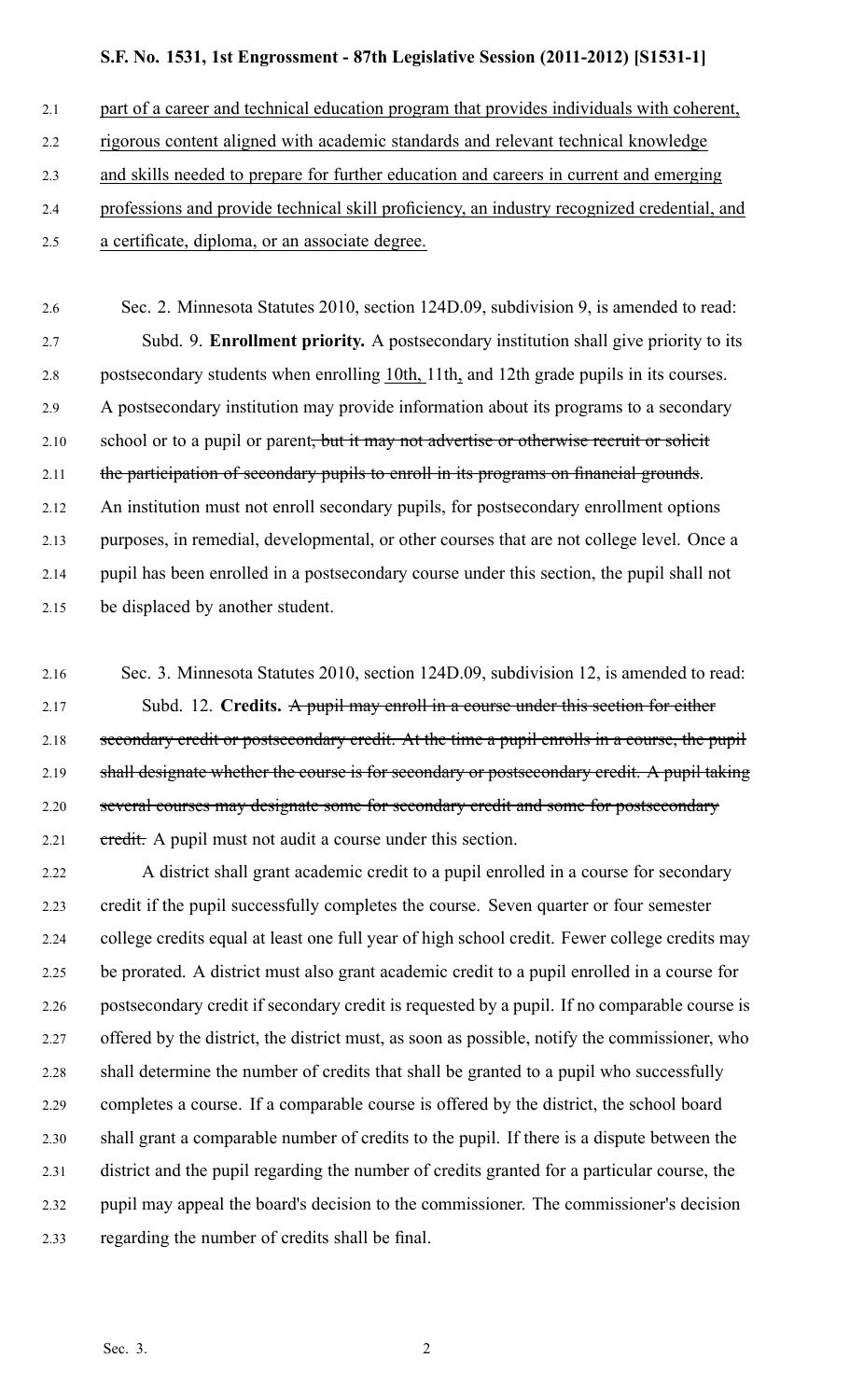<u>part of a career and technical education program that provides individuals with coherent, rigorous content aligned with academic standards and relevant technical knowledge and skills needed to prepare for further education and careers in current and emerging professions and provide technical skill proficiency, an industry recognized credential, and a certificate, diploma, or an associate degree.</u>

Sec. 2. Minnesota Statutes 2010, section 124D.09, subdivision 9, is amended to read:

Subd. 9. **Enrollment priority.** A postsecondary institution shall give priority to its postsecondary students when enrolling <u>10th,</u> 11th<u>,</u> and 12th grade pupils in its courses. A postsecondary institution may provide information about its programs to a secondary school or to a pupil or parent~~, but it may not advertise or otherwise recruit or solicit the participation of secondary pupils to enroll in its programs on financial grounds~~. An institution must not enroll secondary pupils, for postsecondary enrollment options purposes, in remedial, developmental, or other courses that are not college level. Once a pupil has been enrolled in a postsecondary course under this section, the pupil shall not be displaced by another student.

Sec. 3. Minnesota Statutes 2010, section 124D.09, subdivision 12, is amended to read:

Subd. 12. **Credits.** ~~A pupil may enroll in a course under this section for either secondary credit or postsecondary credit. At the time a pupil enrolls in a course, the pupil shall designate whether the course is for secondary or postsecondary credit. A pupil taking several courses may designate some for secondary credit and some for postsecondary credit.~~ A pupil must not audit a course under this section.

A district shall grant academic credit to a pupil enrolled in a course for secondary credit if the pupil successfully completes the course. Seven quarter or four semester college credits equal at least one full year of high school credit. Fewer college credits may be prorated. A district must also grant academic credit to a pupil enrolled in a course for postsecondary credit if secondary credit is requested by a pupil. If no comparable course is offered by the district, the district must, as soon as possible, notify the commissioner, who shall determine the number of credits that shall be granted to a pupil who successfully completes a course. If a comparable course is offered by the district, the school board shall grant a comparable number of credits to the pupil. If there is a dispute between the district and the pupil regarding the number of credits granted for a particular course, the pupil may appeal the board's decision to the commissioner. The commissioner's decision regarding the number of credits shall be final.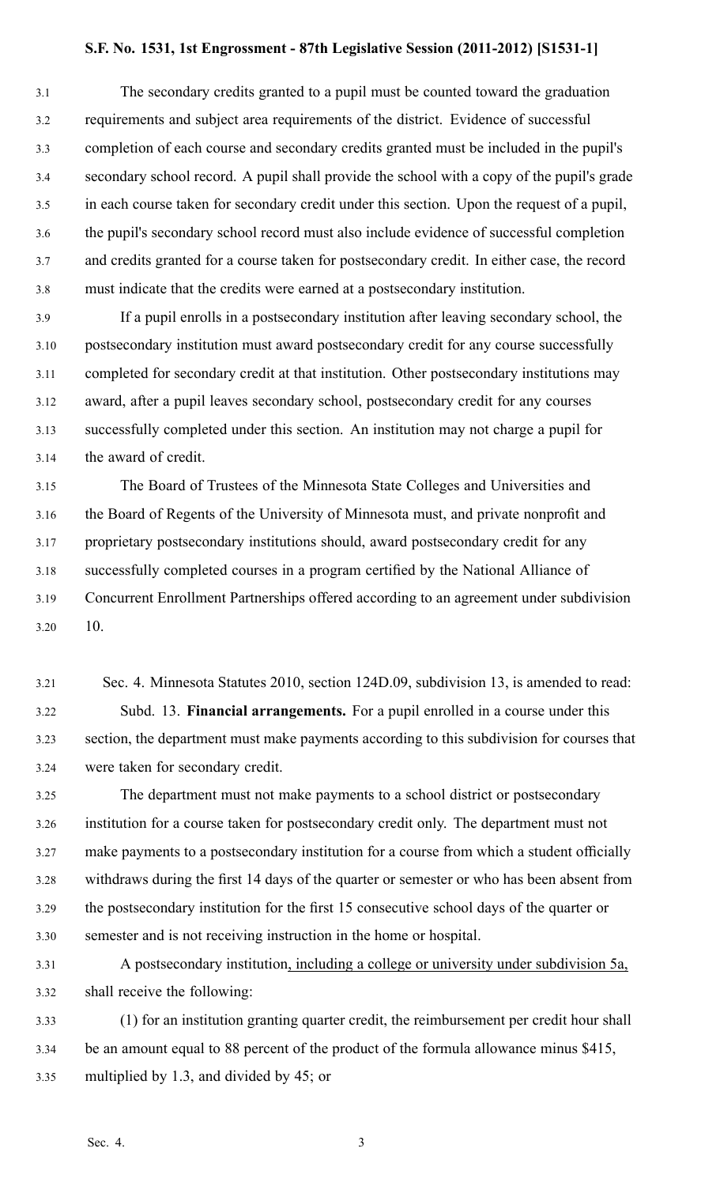The secondary credits granted to a pupil must be counted toward the graduation requirements and subject area requirements of the district. Evidence of successful completion of each course and secondary credits granted must be included in the pupil's secondary school record. A pupil shall provide the school with a copy of the pupil's grade in each course taken for secondary credit under this section. Upon the request of a pupil, the pupil's secondary school record must also include evidence of successful completion and credits granted for a course taken for postsecondary credit. In either case, the record must indicate that the credits were earned at a postsecondary institution.

If a pupil enrolls in a postsecondary institution after leaving secondary school, the postsecondary institution must award postsecondary credit for any course successfully completed for secondary credit at that institution. Other postsecondary institutions may award, after a pupil leaves secondary school, postsecondary credit for any courses successfully completed under this section. An institution may not charge a pupil for the award of credit.

The Board of Trustees of the Minnesota State Colleges and Universities and the Board of Regents of the University of Minnesota must, and private nonprofit and proprietary postsecondary institutions should, award postsecondary credit for any successfully completed courses in a program certified by the National Alliance of Concurrent Enrollment Partnerships offered according to an agreement under subdivision 10.

Sec. 4. Minnesota Statutes 2010, section 124D.09, subdivision 13, is amended to read:

Subd. 13. **Financial arrangements.** For a pupil enrolled in a course under this section, the department must make payments according to this subdivision for courses that were taken for secondary credit.

The department must not make payments to a school district or postsecondary institution for a course taken for postsecondary credit only. The department must not make payments to a postsecondary institution for a course from which a student officially withdraws during the first 14 days of the quarter or semester or who has been absent from the postsecondary institution for the first 15 consecutive school days of the quarter or semester and is not receiving instruction in the home or hospital.

A postsecondary institution, including a college or university under subdivision 5a, shall receive the following:

(1) for an institution granting quarter credit, the reimbursement per credit hour shall be an amount equal to 88 percent of the product of the formula allowance minus $415, multiplied by 1.3, and divided by 45; or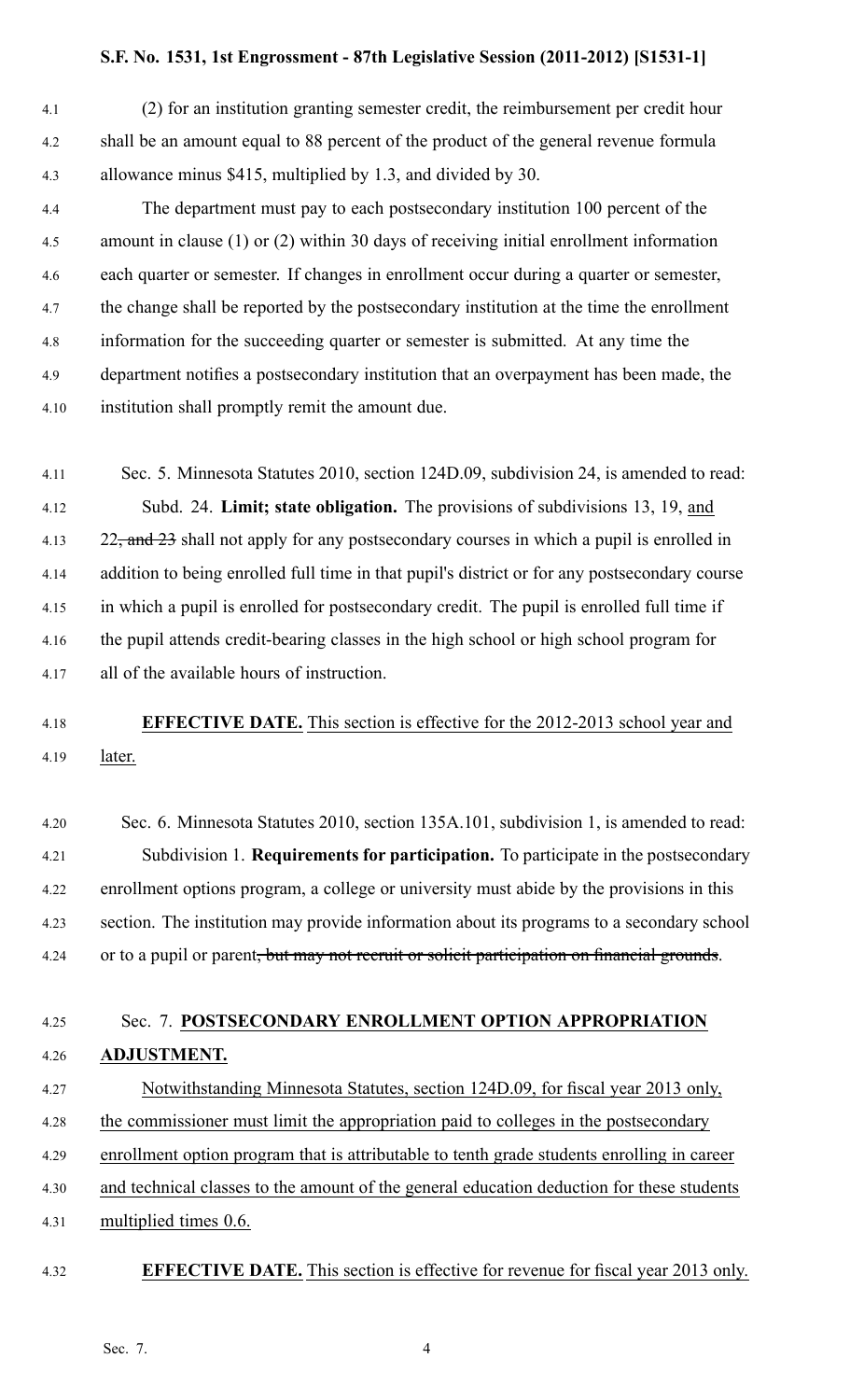(2) for an institution granting semester credit, the reimbursement per credit hour shall be an amount equal to 88 percent of the product of the general revenue formula allowance minus $415, multiplied by 1.3, and divided by 30.

The department must pay to each postsecondary institution 100 percent of the amount in clause (1) or (2) within 30 days of receiving initial enrollment information each quarter or semester. If changes in enrollment occur during a quarter or semester, the change shall be reported by the postsecondary institution at the time the enrollment information for the succeeding quarter or semester is submitted. At any time the department notifies a postsecondary institution that an overpayment has been made, the institution shall promptly remit the amount due.

Sec. 5. Minnesota Statutes 2010, section 124D.09, subdivision 24, is amended to read:

Subd. 24. **Limit; state obligation.** The provisions of subdivisions 13, 19, and 22, ~~and 23~~ shall not apply for any postsecondary courses in which a pupil is enrolled in addition to being enrolled full time in that pupil's district or for any postsecondary course in which a pupil is enrolled for postsecondary credit. The pupil is enrolled full time if the pupil attends credit-bearing classes in the high school or high school program for all of the available hours of instruction.

**EFFECTIVE DATE.** This section is effective for the 2012-2013 school year and later.

Sec. 6. Minnesota Statutes 2010, section 135A.101, subdivision 1, is amended to read:

Subdivision 1. **Requirements for participation.** To participate in the postsecondary enrollment options program, a college or university must abide by the provisions in this section. The institution may provide information about its programs to a secondary school or to a pupil or parent~~, but may not recruit or solicit participation on financial grounds~~.

Sec. 7. **POSTSECONDARY ENROLLMENT OPTION APPROPRIATION ADJUSTMENT.**

Notwithstanding Minnesota Statutes, section 124D.09, for fiscal year 2013 only, the commissioner must limit the appropriation paid to colleges in the postsecondary enrollment option program that is attributable to tenth grade students enrolling in career and technical classes to the amount of the general education deduction for these students multiplied times 0.6.

**EFFECTIVE DATE.** This section is effective for revenue for fiscal year 2013 only.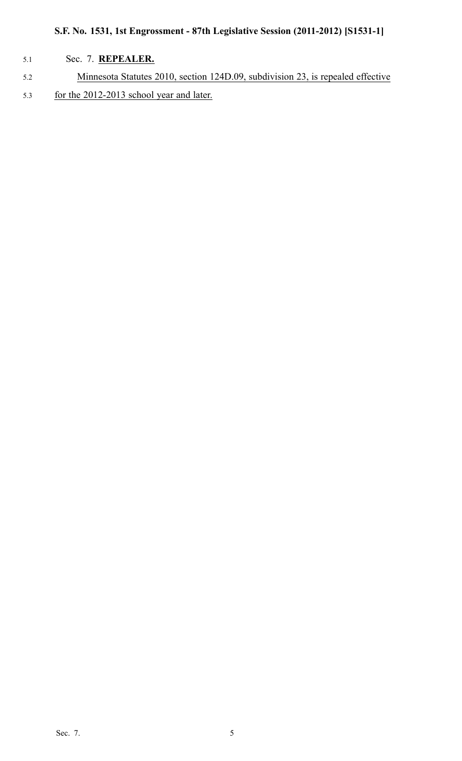Sec. 7. **REPEALER.**

Minnesota Statutes 2010, section 124D.09, subdivision 23, is repealed effective for the 2012-2013 school year and later.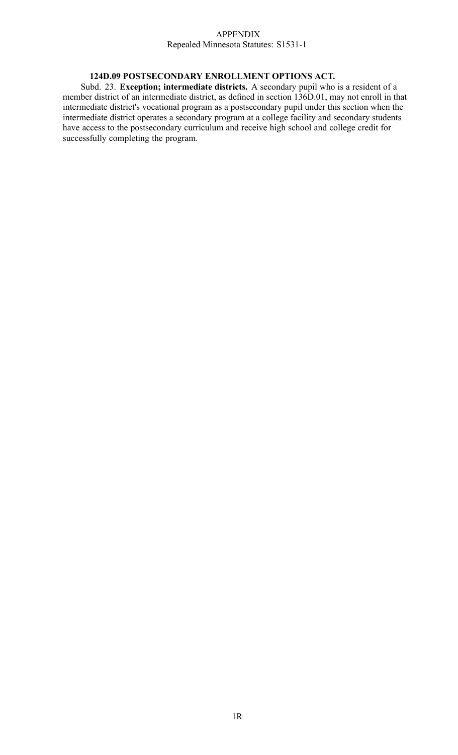APPENDIX
Repealed Minnesota Statutes: S1531-1

**124D.09 POSTSECONDARY ENROLLMENT OPTIONS ACT.**

Subd. 23. **Exception; intermediate districts.** A secondary pupil who is a resident of a member district of an intermediate district, as defined in section 136D.01, may not enroll in that intermediate district's vocational program as a postsecondary pupil under this section when the intermediate district operates a secondary program at a college facility and secondary students have access to the postsecondary curriculum and receive high school and college credit for successfully completing the program.